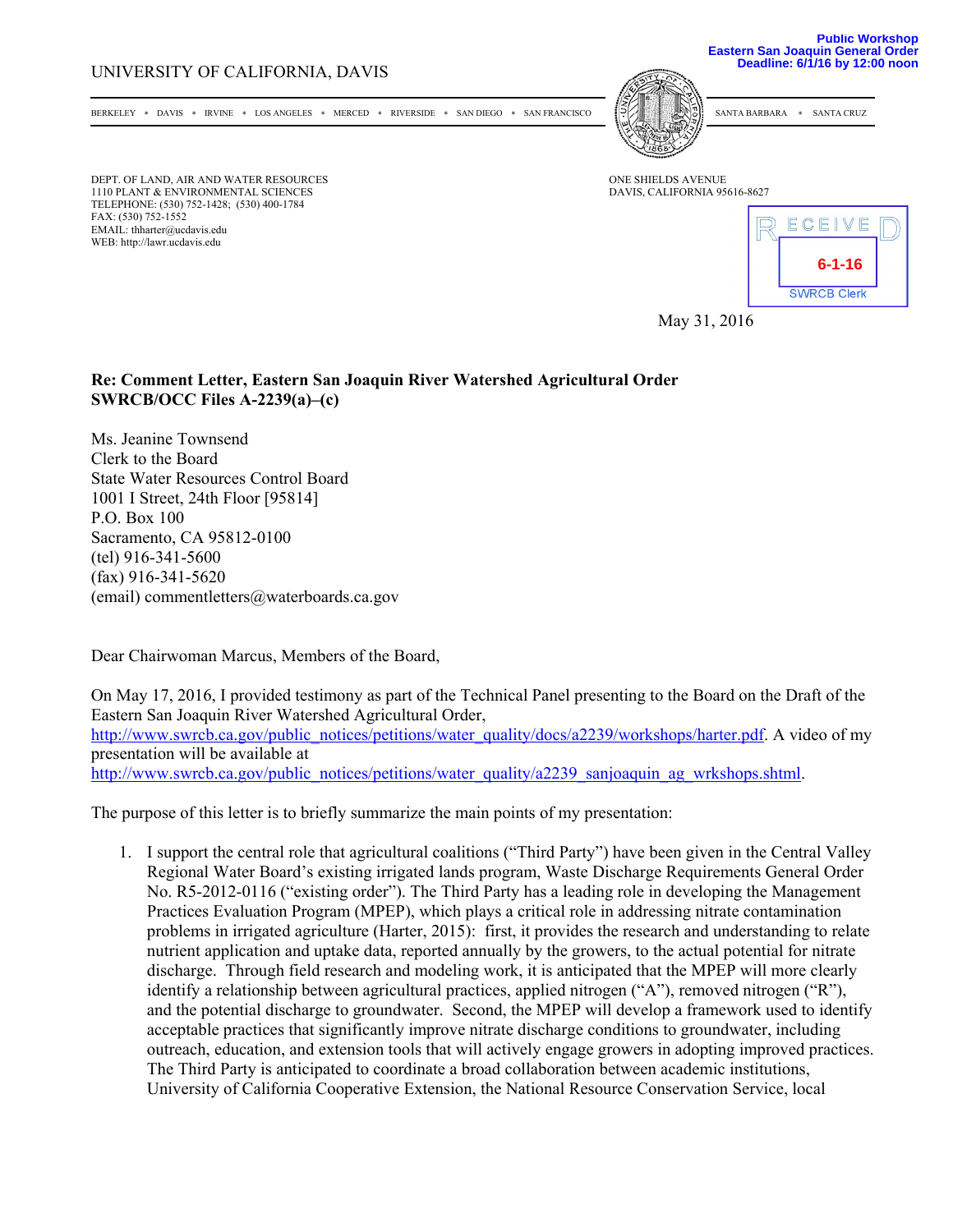Public Workshop
Eastern San Joaquin General Order
Deadline: 6/1/16 by 12:00 noon

UNIVERSITY OF CALIFORNIA, DAVIS

BERKELEY * DAVIS * IRVINE * LOS ANGELES * MERCED * RIVERSIDE * SAN DIEGO * SAN FRANCISCO SANTA BARBARA * SANTA CRUZ

DEPT. OF LAND, AIR AND WATER RESOURCES
1110 PLANT & ENVIRONMENTAL SCIENCES
TELEPHONE: (530) 752-1428; (530) 400-1784
FAX: (530) 752-1552
EMAIL: thharter@ucdavis.edu
WEB: http://lawr.ucdavis.edu

ONE SHIELDS AVENUE
DAVIS, CALIFORNIA 95616-8627

RECEIVED
6-1-16
SWRCB Clerk

May 31, 2016

**Re: Comment Letter, Eastern San Joaquin River Watershed Agricultural Order SWRCB/OCC Files A-2239(a)–(c)**

Ms. Jeanine Townsend
Clerk to the Board
State Water Resources Control Board
1001 I Street, 24th Floor [95814]
P.O. Box 100
Sacramento, CA 95812-0100
(tel) 916-341-5600
(fax) 916-341-5620
(email) commentletters@waterboards.ca.gov

Dear Chairwoman Marcus, Members of the Board,

On May 17, 2016, I provided testimony as part of the Technical Panel presenting to the Board on the Draft of the Eastern San Joaquin River Watershed Agricultural Order, http://www.swrcb.ca.gov/public_notices/petitions/water_quality/docs/a2239/workshops/harter.pdf. A video of my presentation will be available at http://www.swrcb.ca.gov/public_notices/petitions/water_quality/a2239_sanjoaquin_ag_wrkshops.shtml.

The purpose of this letter is to briefly summarize the main points of my presentation:

1. I support the central role that agricultural coalitions ("Third Party") have been given in the Central Valley Regional Water Board's existing irrigated lands program, Waste Discharge Requirements General Order No. R5-2012-0116 ("existing order"). The Third Party has a leading role in developing the Management Practices Evaluation Program (MPEP), which plays a critical role in addressing nitrate contamination problems in irrigated agriculture (Harter, 2015): first, it provides the research and understanding to relate nutrient application and uptake data, reported annually by the growers, to the actual potential for nitrate discharge. Through field research and modeling work, it is anticipated that the MPEP will more clearly identify a relationship between agricultural practices, applied nitrogen ("A"), removed nitrogen ("R"), and the potential discharge to groundwater. Second, the MPEP will develop a framework used to identify acceptable practices that significantly improve nitrate discharge conditions to groundwater, including outreach, education, and extension tools that will actively engage growers in adopting improved practices. The Third Party is anticipated to coordinate a broad collaboration between academic institutions, University of California Cooperative Extension, the National Resource Conservation Service, local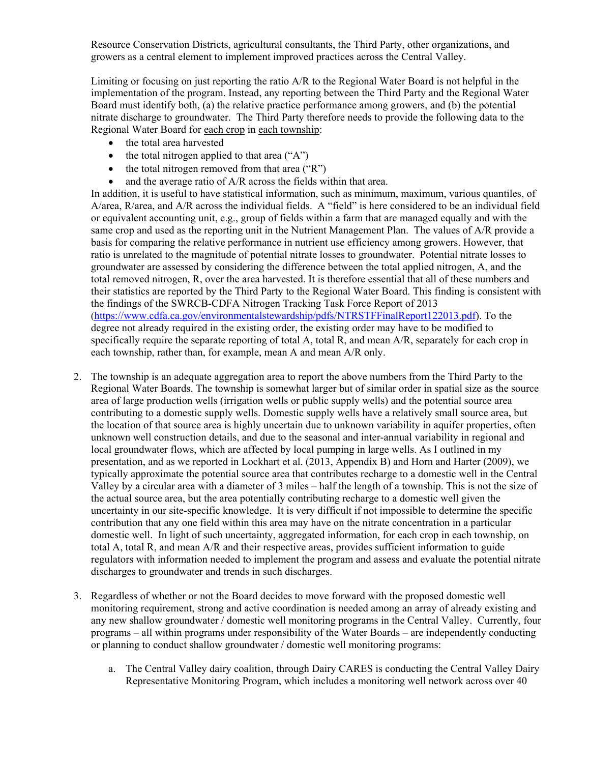Resource Conservation Districts, agricultural consultants, the Third Party, other organizations, and growers as a central element to implement improved practices across the Central Valley.

Limiting or focusing on just reporting the ratio A/R to the Regional Water Board is not helpful in the implementation of the program. Instead, any reporting between the Third Party and the Regional Water Board must identify both, (a) the relative practice performance among growers, and (b) the potential nitrate discharge to groundwater. The Third Party therefore needs to provide the following data to the Regional Water Board for each crop in each township:

- the total area harvested
- the total nitrogen applied to that area ("A")
- the total nitrogen removed from that area ("R")
- and the average ratio of A/R across the fields within that area.

In addition, it is useful to have statistical information, such as minimum, maximum, various quantiles, of A/area, R/area, and A/R across the individual fields. A "field" is here considered to be an individual field or equivalent accounting unit, e.g., group of fields within a farm that are managed equally and with the same crop and used as the reporting unit in the Nutrient Management Plan. The values of A/R provide a basis for comparing the relative performance in nutrient use efficiency among growers. However, that ratio is unrelated to the magnitude of potential nitrate losses to groundwater. Potential nitrate losses to groundwater are assessed by considering the difference between the total applied nitrogen, A, and the total removed nitrogen, R, over the area harvested. It is therefore essential that all of these numbers and their statistics are reported by the Third Party to the Regional Water Board. This finding is consistent with the findings of the SWRCB-CDFA Nitrogen Tracking Task Force Report of 2013 (https://www.cdfa.ca.gov/environmentalstewardship/pdfs/NTRSTFFinalReport122013.pdf). To the degree not already required in the existing order, the existing order may have to be modified to specifically require the separate reporting of total A, total R, and mean A/R, separately for each crop in each township, rather than, for example, mean A and mean A/R only.

2. The township is an adequate aggregation area to report the above numbers from the Third Party to the Regional Water Boards. The township is somewhat larger but of similar order in spatial size as the source area of large production wells (irrigation wells or public supply wells) and the potential source area contributing to a domestic supply wells. Domestic supply wells have a relatively small source area, but the location of that source area is highly uncertain due to unknown variability in aquifer properties, often unknown well construction details, and due to the seasonal and inter-annual variability in regional and local groundwater flows, which are affected by local pumping in large wells. As I outlined in my presentation, and as we reported in Lockhart et al. (2013, Appendix B) and Horn and Harter (2009), we typically approximate the potential source area that contributes recharge to a domestic well in the Central Valley by a circular area with a diameter of 3 miles – half the length of a township. This is not the size of the actual source area, but the area potentially contributing recharge to a domestic well given the uncertainty in our site-specific knowledge. It is very difficult if not impossible to determine the specific contribution that any one field within this area may have on the nitrate concentration in a particular domestic well. In light of such uncertainty, aggregated information, for each crop in each township, on total A, total R, and mean A/R and their respective areas, provides sufficient information to guide regulators with information needed to implement the program and assess and evaluate the potential nitrate discharges to groundwater and trends in such discharges.

3. Regardless of whether or not the Board decides to move forward with the proposed domestic well monitoring requirement, strong and active coordination is needed among an array of already existing and any new shallow groundwater / domestic well monitoring programs in the Central Valley. Currently, four programs – all within programs under responsibility of the Water Boards – are independently conducting or planning to conduct shallow groundwater / domestic well monitoring programs:

   a. The Central Valley dairy coalition, through Dairy CARES is conducting the Central Valley Dairy Representative Monitoring Program, which includes a monitoring well network across over 40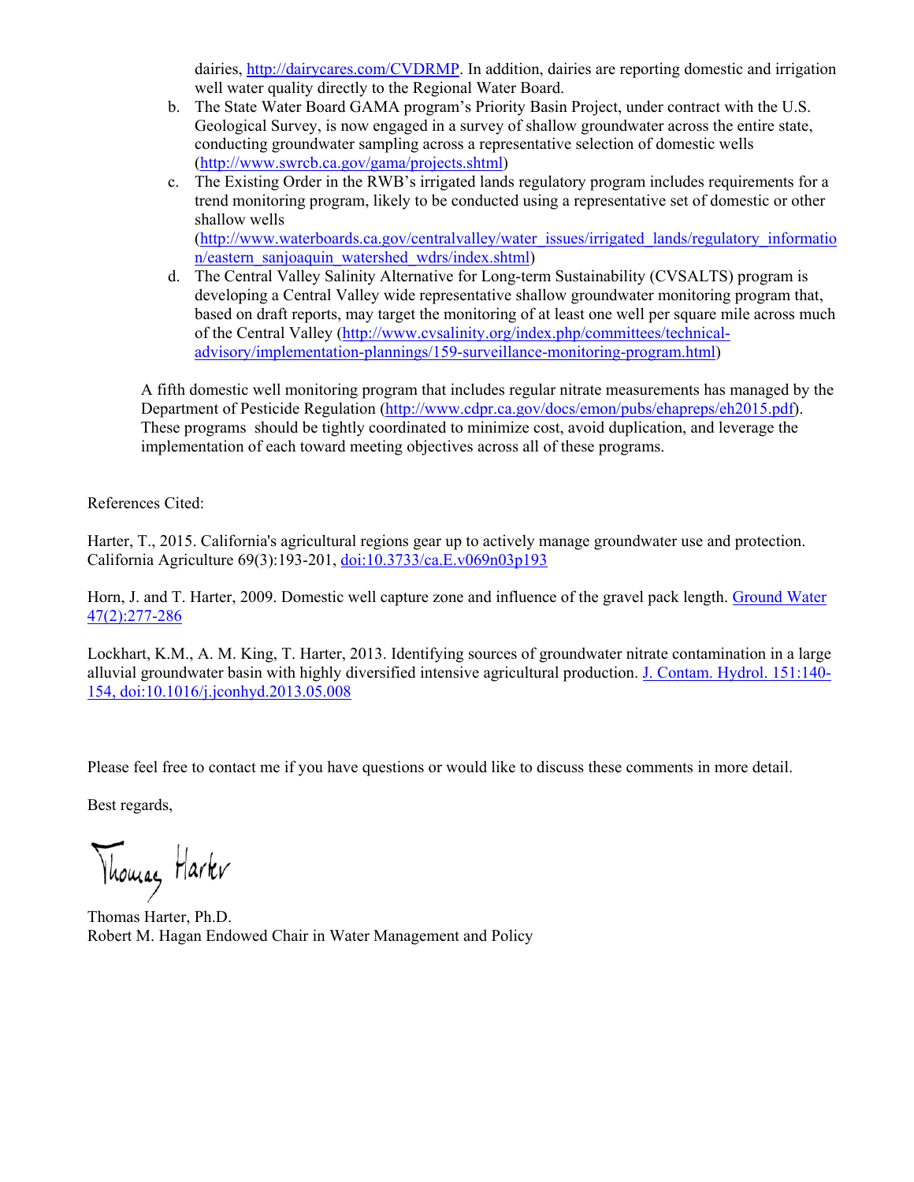dairies, http://dairycares.com/CVDRMP. In addition, dairies are reporting domestic and irrigation well water quality directly to the Regional Water Board.

b. The State Water Board GAMA program's Priority Basin Project, under contract with the U.S. Geological Survey, is now engaged in a survey of shallow groundwater across the entire state, conducting groundwater sampling across a representative selection of domestic wells (http://www.swrcb.ca.gov/gama/projects.shtml)

c. The Existing Order in the RWB's irrigated lands regulatory program includes requirements for a trend monitoring program, likely to be conducted using a representative set of domestic or other shallow wells (http://www.waterboards.ca.gov/centralvalley/water_issues/irrigated_lands/regulatory_information/eastern_sanjoaquin_watershed_wdrs/index.shtml)

d. The Central Valley Salinity Alternative for Long-term Sustainability (CVSALTS) program is developing a Central Valley wide representative shallow groundwater monitoring program that, based on draft reports, may target the monitoring of at least one well per square mile across much of the Central Valley (http://www.cvsalinity.org/index.php/committees/technical-advisory/implementation-plannings/159-surveillance-monitoring-program.html)

A fifth domestic well monitoring program that includes regular nitrate measurements has managed by the Department of Pesticide Regulation (http://www.cdpr.ca.gov/docs/emon/pubs/ehapreps/eh2015.pdf). These programs should be tightly coordinated to minimize cost, avoid duplication, and leverage the implementation of each toward meeting objectives across all of these programs.

References Cited:

Harter, T., 2015. California's agricultural regions gear up to actively manage groundwater use and protection. California Agriculture 69(3):193-201, doi:10.3733/ca.E.v069n03p193

Horn, J. and T. Harter, 2009. Domestic well capture zone and influence of the gravel pack length. Ground Water 47(2):277-286

Lockhart, K.M., A. M. King, T. Harter, 2013. Identifying sources of groundwater nitrate contamination in a large alluvial groundwater basin with highly diversified intensive agricultural production. J. Contam. Hydrol. 151:140-154, doi:10.1016/j.jconhyd.2013.05.008

Please feel free to contact me if you have questions or would like to discuss these comments in more detail.

Best regards,

Thomas Harter

Thomas Harter, Ph.D.
Robert M. Hagan Endowed Chair in Water Management and Policy